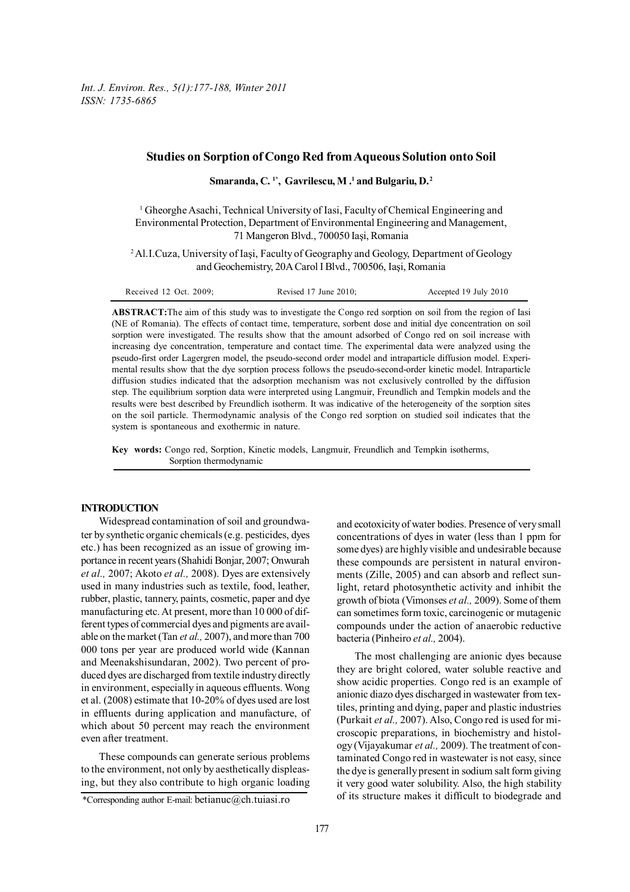# Studies on Sorption of Congo Red from Aqueous Solution onto Soil

**Smaranda, C.** [1*]**, Gavrilescu, M.** [1] **and Bulgariu, D.** [2]

[1] Gheorghe Asachi, Technical University of Iasi, Faculty of Chemical Engineering and Environmental Protection, Department of Environmental Engineering and Management, 71 Mangeron Blvd., 700050 Iaşi, Romania

[2] Al.I.Cuza, University of Iaşi, Faculty of Geography and Geology, Department of Geology and Geochemistry, 20A Carol I Blvd., 700506, Iaşi, Romania

Received 12 Oct. 2009; Revised 17 June 2010; Accepted 19 July 2010

**ABSTRACT:** The aim of this study was to investigate the Congo red sorption on soil from the region of Iasi (NE of Romania). The effects of contact time, temperature, sorbent dose and initial dye concentration on soil sorption were investigated. The results show that the amount adsorbed of Congo red on soil increase with increasing dye concentration, temperature and contact time. The experimental data were analyzed using the pseudo-first order Lagergren model, the pseudo-second order model and intraparticle diffusion model. Experimental results show that the dye sorption process follows the pseudo-second-order kinetic model. Intraparticle diffusion studies indicated that the adsorption mechanism was not exclusively controlled by the diffusion step. The equilibrium sorption data were interpreted using Langmuir, Freundlich and Tempkin models and the results were best described by Freundlich isotherm. It was indicative of the heterogeneity of the sorption sites on the soil particle. Thermodynamic analysis of the Congo red sorption on studied soil indicates that the system is spontaneous and exothermic in nature.

**Key words:** Congo red, Sorption, Kinetic models, Langmuir, Freundlich and Tempkin isotherms, Sorption thermodynamic

## INTRODUCTION

Widespread contamination of soil and groundwater by synthetic organic chemicals (e.g. pesticides, dyes etc.) has been recognized as an issue of growing importance in recent years (Shahidi Bonjar, 2007; Onwurah *et al.,* 2007; Akoto *et al.,* 2008). Dyes are extensively used in many industries such as textile, food, leather, rubber, plastic, tannery, paints, cosmetic, paper and dye manufacturing etc. At present, more than 10 000 of different types of commercial dyes and pigments are available on the market (Tan *et al.,* 2007), and more than 700 000 tons per year are produced world wide (Kannan and Meenakshisundaran, 2002). Two percent of produced dyes are discharged from textile industry directly in environment, especially in aqueous effluents. Wong et al. (2008) estimate that 10-20% of dyes used are lost in effluents during application and manufacture, of which about 50 percent may reach the environment even after treatment.

These compounds can generate serious problems to the environment, not only by aesthetically displeasing, but they also contribute to high organic loading and ecotoxicity of water bodies. Presence of very small concentrations of dyes in water (less than 1 ppm for some dyes) are highly visible and undesirable because these compounds are persistent in natural environments (Zille, 2005) and can absorb and reflect sunlight, retard photosynthetic activity and inhibit the growth of biota (Vimonses *et al.,* 2009). Some of them can sometimes form toxic, carcinogenic or mutagenic compounds under the action of anaerobic reductive bacteria (Pinheiro *et al.,* 2004).

The most challenging are anionic dyes because they are bright colored, water soluble reactive and show acidic properties. Congo red is an example of anionic diazo dyes discharged in wastewater from textiles, printing and dying, paper and plastic industries (Purkait *et al.,* 2007). Also, Congo red is used for microscopic preparations, in biochemistry and histology (Vijayakumar *et al.,* 2009). The treatment of contaminated Congo red in wastewater is not easy, since the dye is generally present in sodium salt form giving it very good water solubility. Also, the high stability of its structure makes it difficult to biodegrade and

*Corresponding author E-mail: betianuc@ch.tuiasi.ro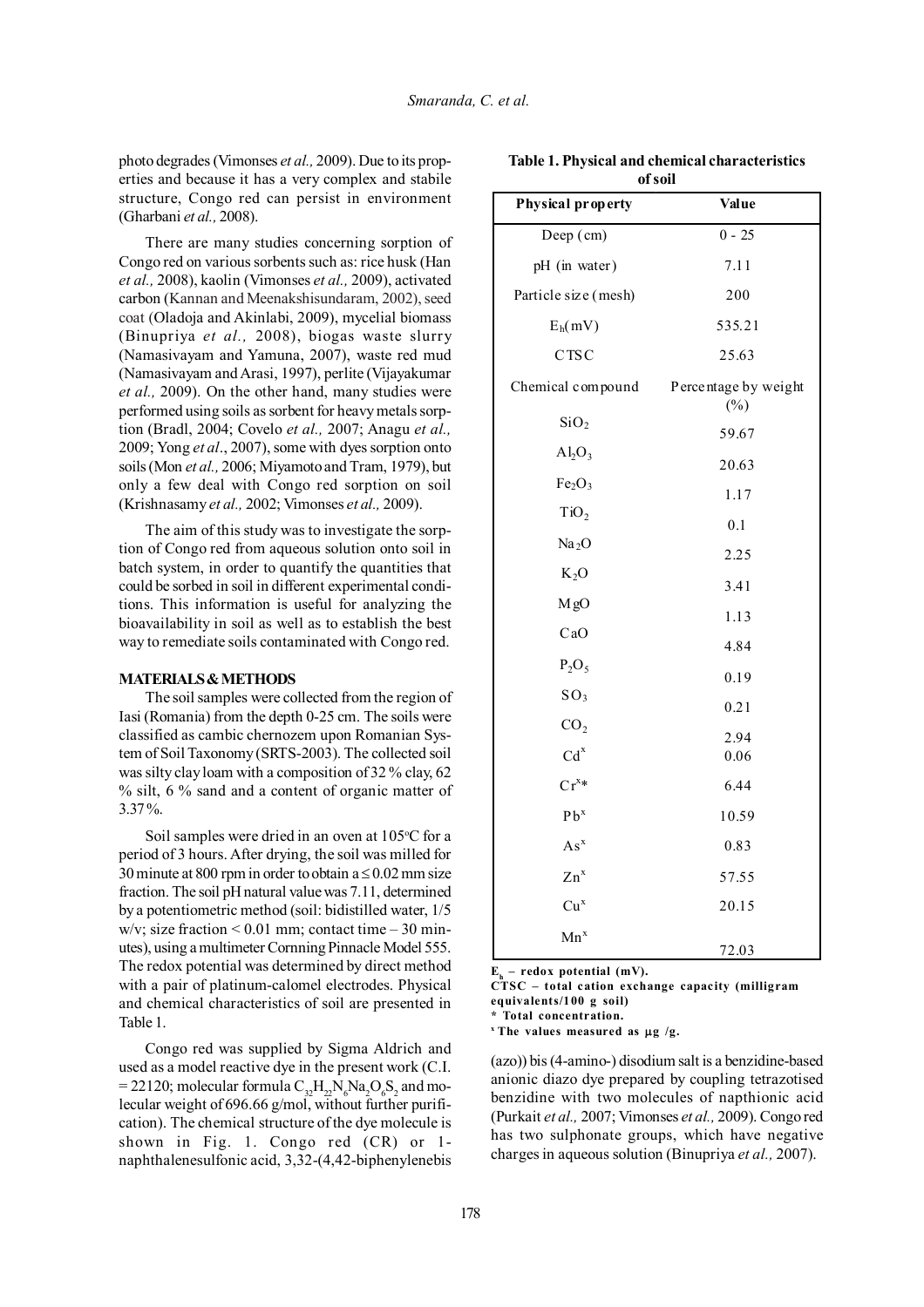photo degrades (Vimonses *et al.,* 2009). Due to its properties and because it has a very complex and stabile structure, Congo red can persist in environment (Gharbani *et al.,* 2008).

There are many studies concerning sorption of Congo red on various sorbents such as: rice husk (Han *et al.,* 2008), kaolin (Vimonses *et al.,* 2009), activated carbon (Kannan and Meenakshisundaram, 2002), seed coat (Oladoja and Akinlabi, 2009), mycelial biomass (Binupriya *et al.,* 2008), biogas waste slurry (Namasivayam and Yamuna, 2007), waste red mud (Namasivayam and Arasi, 1997), perlite (Vijayakumar *et al.,* 2009). On the other hand, many studies were performed using soils as sorbent for heavy metals sorption (Bradl, 2004; Covelo *et al.,* 2007; Anagu *et al.,* 2009; Yong *et al*., 2007), some with dyes sorption onto soils (Mon *et al.,* 2006; Miyamoto and Tram, 1979), but only a few deal with Congo red sorption on soil (Krishnasamy *et al.,* 2002; Vimonses *et al.,* 2009).

The aim of this study was to investigate the sorption of Congo red from aqueous solution onto soil in batch system, in order to quantify the quantities that could be sorbed in soil in different experimental conditions. This information is useful for analyzing the bioavailability in soil as well as to establish the best way to remediate soils contaminated with Congo red.

## MATERIALS & METHODS

The soil samples were collected from the region of Iasi (Romania) from the depth 0-25 cm. The soils were classified as cambic chernozem upon Romanian System of Soil Taxonomy (SRTS-2003). The collected soil was silty clay loam with a composition of 32 % clay, 62 % silt, 6 % sand and a content of organic matter of 3.37%.

Soil samples were dried in an oven at 105°C for a period of 3 hours. After drying, the soil was milled for 30 minute at 800 rpm in order to obtain a ≤ 0.02 mm size fraction. The soil pH natural value was 7.11, determined by a potentiometric method (soil: bidistilled water, 1/5 w/v; size fraction < 0.01 mm; contact time – 30 minutes), using a multimeter Cornning Pinnacle Model 555. The redox potential was determined by direct method with a pair of platinum-calomel electrodes. Physical and chemical characteristics of soil are presented in Table 1.

Congo red was supplied by Sigma Aldrich and used as a model reactive dye in the present work (C.I. = 22120; molecular formula $C_{32}H_{22}N_6Na_2O_6S_2$ and molecular weight of 696.66 g/mol, without further purification). The chemical structure of the dye molecule is shown in Fig. 1. Congo red (CR) or 1-naphthalenesulfonic acid, 3,32-(4,42-biphenylenebis (azo)) bis (4-amino-) disodium salt is a benzidine-based anionic diazo dye prepared by coupling tetrazotised benzidine with two molecules of napthionic acid (Purkait *et al.,* 2007; Vimonses *et al.,* 2009). Congo red has two sulphonate groups, which have negative charges in aqueous solution (Binupriya *et al.,* 2007).

**Table 1. Physical and chemical characteristics of soil**

| Physical property | Value |
|---|---|
| Deep (cm) | 0 - 25 |
| pH (in water) | 7.11 |
| Particle size (mesh) | 200 |
| $E_h$(mV) | 535.21 |
| CTSC | 25.63 |
| Chemical compound | Percentage by weight (%) |
| $SiO_2$ | 59.67 |
| $Al_2O_3$ | 20.63 |
| $Fe_2O_3$ | 1.17 |
| $TiO_2$ | 0.1 |
| $Na_2O$ | 2.25 |
| $K_2O$ | 3.41 |
| MgO | 1.13 |
| CaO | 4.84 |
| $P_2O_5$ | 0.19 |
| $SO_3$ | 0.21 |
| $CO_2$ | 2.94 |
| $Cd^x$ | 0.06 |
| $Cr^{x}$* | 6.44 |
| $Pb^x$ | 10.59 |
| $As^x$ | 0.83 |
| $Zn^x$ | 57.55 |
| $Cu^x$ | 20.15 |
| $Mn^x$ | 72.03 |

$E_h$ – redox potential (mV).
CTSC – total cation exchange capacity (milligram equivalents/100 g soil)
\* Total concentration.
$^x$ The values measured as µg /g.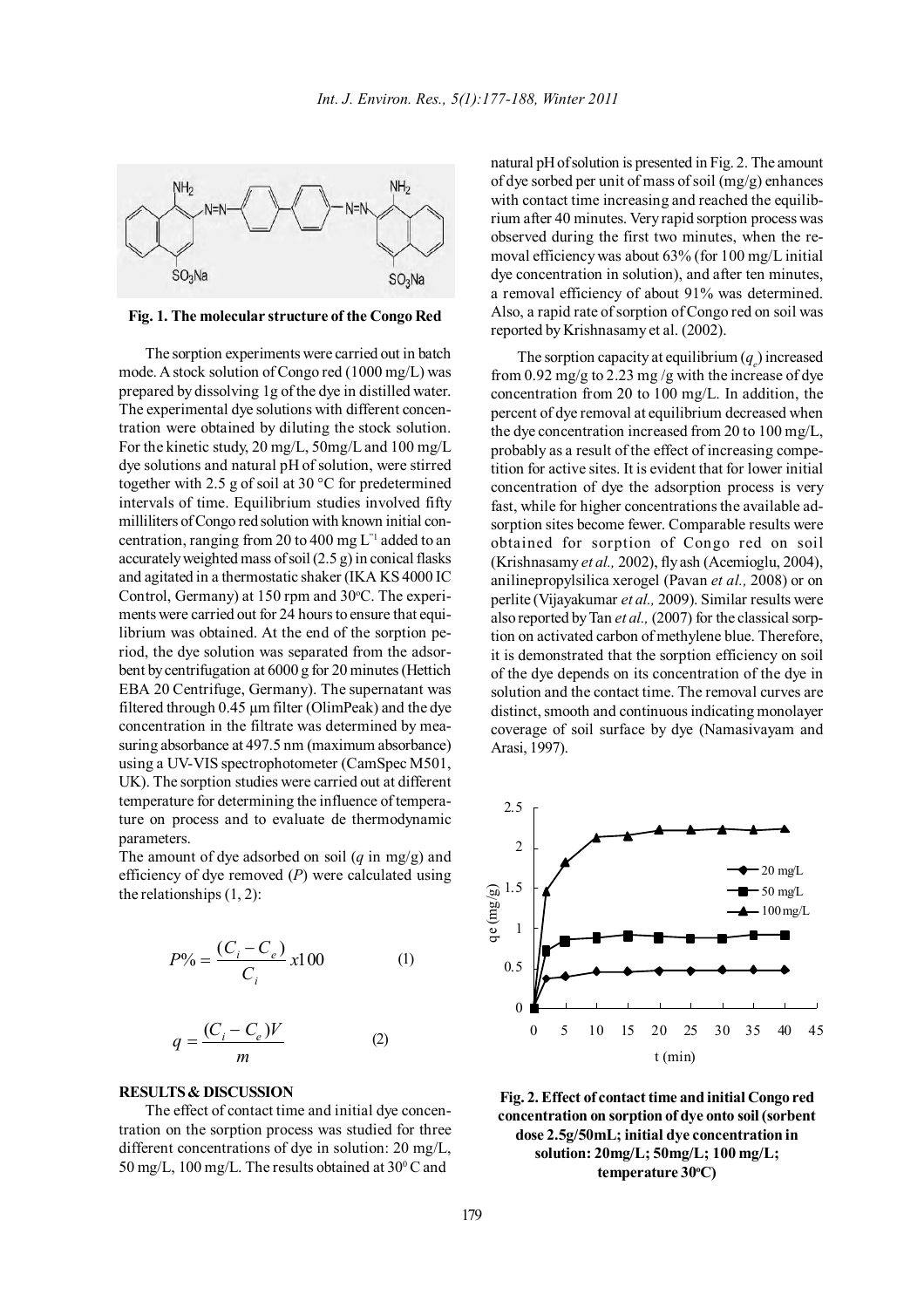**Fig. 1. The molecular structure of the Congo Red**

The sorption experiments were carried out in batch mode. A stock solution of Congo red (1000 mg/L) was prepared by dissolving 1g of the dye in distilled water. The experimental dye solutions with different concentration were obtained by diluting the stock solution. For the kinetic study, 20 mg/L, 50mg/L and 100 mg/L dye solutions and natural pH of solution, were stirred together with 2.5 g of soil at 30 °C for predetermined intervals of time. Equilibrium studies involved fifty milliliters of Congo red solution with known initial concentration, ranging from 20 to 400 mg $L^{-1}$ added to an accurately weighted mass of soil (2.5 g) in conical flasks and agitated in a thermostatic shaker (IKA KS 4000 IC Control, Germany) at 150 rpm and 30°C. The experiments were carried out for 24 hours to ensure that equilibrium was obtained. At the end of the sorption period, the dye solution was separated from the adsorbent by centrifugation at 6000 g for 20 minutes (Hettich EBA 20 Centrifuge, Germany). The supernatant was filtered through 0.45 μm filter (OlimPeak) and the dye concentration in the filtrate was determined by measuring absorbance at 497.5 nm (maximum absorbance) using a UV-VIS spectrophotometer (CamSpec M501, UK). The sorption studies were carried out at different temperature for determining the influence of temperature on process and to evaluate de thermodynamic parameters.

The amount of dye adsorbed on soil (*q* in mg/g) and efficiency of dye removed (*P*) were calculated using the relationships (1, 2):

$$P\% = \frac{(C_i - C_e)}{C_i} x100 \qquad (1)$$

$$q = \frac{(C_i - C_e)V}{m} \qquad (2)$$

## RESULTS & DISCUSSION

The effect of contact time and initial dye concentration on the sorption process was studied for three different concentrations of dye in solution: 20 mg/L, 50 mg/L, 100 mg/L. The results obtained at $30^0$ C and natural pH of solution is presented in Fig. 2. The amount of dye sorbed per unit of mass of soil (mg/g) enhances with contact time increasing and reached the equilibrium after 40 minutes. Very rapid sorption process was observed during the first two minutes, when the removal efficiency was about 63% (for 100 mg/L initial dye concentration in solution), and after ten minutes, a removal efficiency of about 91% was determined. Also, a rapid rate of sorption of Congo red on soil was reported by Krishnasamy et al. (2002).

The sorption capacity at equilibrium ($q_e$) increased from 0.92 mg/g to 2.23 mg /g with the increase of dye concentration from 20 to 100 mg/L. In addition, the percent of dye removal at equilibrium decreased when the dye concentration increased from 20 to 100 mg/L, probably as a result of the effect of increasing competition for active sites. It is evident that for lower initial concentration of dye the adsorption process is very fast, while for higher concentrations the available adsorption sites become fewer. Comparable results were obtained for sorption of Congo red on soil (Krishnasamy *et al.,* 2002), fly ash (Acemioglu, 2004), anilinepropylsilica xerogel (Pavan *et al.,* 2008) or on perlite (Vijayakumar *et al.,* 2009). Similar results were also reported by Tan *et al.,* (2007) for the classical sorption on activated carbon of methylene blue. Therefore, it is demonstrated that the sorption efficiency on soil of the dye depends on its concentration of the dye in solution and the contact time. The removal curves are distinct, smooth and continuous indicating monolayer coverage of soil surface by dye (Namasivayam and Arasi, 1997).

**Fig. 2. Effect of contact time and initial Congo red concentration on sorption of dye onto soil (sorbent dose 2.5g/50mL; initial dye concentration in solution: 20mg/L; 50mg/L; 100 mg/L; temperature 30°C)**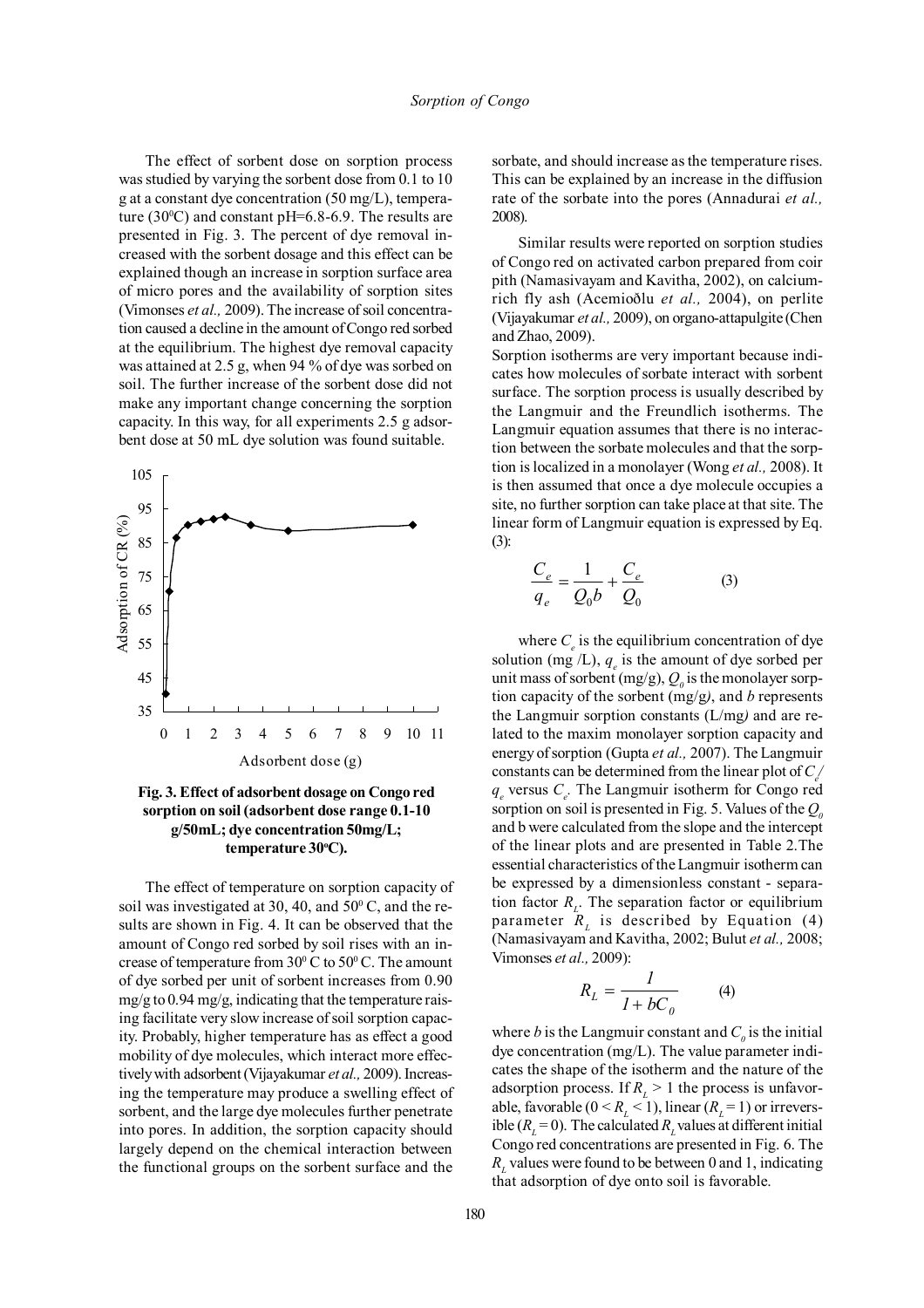The effect of sorbent dose on sorption process was studied by varying the sorbent dose from 0.1 to 10 g at a constant dye concentration (50 mg/L), temperature (30$^0$C) and constant pH=6.8-6.9. The results are presented in Fig. 3. The percent of dye removal increased with the sorbent dosage and this effect can be explained though an increase in sorption surface area of micro pores and the availability of sorption sites (Vimonses *et al.,* 2009). The increase of soil concentration caused a decline in the amount of Congo red sorbed at the equilibrium. The highest dye removal capacity was attained at 2.5 g, when 94 % of dye was sorbed on soil. The further increase of the sorbent dose did not make any important change concerning the sorption capacity. In this way, for all experiments 2.5 g adsorbent dose at 50 mL dye solution was found suitable.

**Fig. 3. Effect of adsorbent dosage on Congo red sorption on soil (adsorbent dose range 0.1-10 g/50mL; dye concentration 50mg/L; temperature 30$^o$C).**

The effect of temperature on sorption capacity of soil was investigated at 30, 40, and 50$^0$ C, and the results are shown in Fig. 4. It can be observed that the amount of Congo red sorbed by soil rises with an increase of temperature from 30$^0$ C to 50$^0$ C. The amount of dye sorbed per unit of sorbent increases from 0.90 mg/g to 0.94 mg/g, indicating that the temperature raising facilitate very slow increase of soil sorption capacity. Probably, higher temperature has as effect a good mobility of dye molecules, which interact more effectively with adsorbent (Vijayakumar *et al.,* 2009). Increasing the temperature may produce a swelling effect of sorbent, and the large dye molecules further penetrate into pores. In addition, the sorption capacity should largely depend on the chemical interaction between the functional groups on the sorbent surface and the sorbate, and should increase as the temperature rises. This can be explained by an increase in the diffusion rate of the sorbate into the pores (Annadurai *et al.,* 2008).

Similar results were reported on sorption studies of Congo red on activated carbon prepared from coir pith (Namasivayam and Kavitha, 2002), on calcium-rich fly ash (Acemioðlu *et al.,* 2004), on perlite (Vijayakumar *et al.,* 2009), on organo-attapulgite (Chen and Zhao, 2009).

Sorption isotherms are very important because indicates how molecules of sorbate interact with sorbent surface. The sorption process is usually described by the Langmuir and the Freundlich isotherms. The Langmuir equation assumes that there is no interaction between the sorbate molecules and that the sorption is localized in a monolayer (Wong *et al.,* 2008). It is then assumed that once a dye molecule occupies a site, no further sorption can take place at that site. The linear form of Langmuir equation is expressed by Eq. (3):

$$\frac{C_e}{q_e} = \frac{1}{Q_0 b} + \frac{C_e}{Q_0} \qquad (3)$$

where $C_e$ is the equilibrium concentration of dye solution (mg /L), $q_e$ is the amount of dye sorbed per unit mass of sorbent (mg/g), $Q_0$ is the monolayer sorption capacity of the sorbent (mg/g), and *b* represents the Langmuir sorption constants (L/mg) and are related to the maxim monolayer sorption capacity and energy of sorption (Gupta *et al.,* 2007). The Langmuir constants can be determined from the linear plot of $C_e/q_e$ versus $C_e$. The Langmuir isotherm for Congo red sorption on soil is presented in Fig. 5. Values of the $Q_0$ and b were calculated from the slope and the intercept of the linear plots and are presented in Table 2. The essential characteristics of the Langmuir isotherm can be expressed by a dimensionless constant - separation factor $R_L$. The separation factor or equilibrium parameter $R_L$ is described by Equation (4) (Namasivayam and Kavitha, 2002; Bulut *et al.,* 2008; Vimonses *et al.,* 2009):

$$R_L = \frac{1}{1 + bC_0} \qquad (4)$$

where *b* is the Langmuir constant and $C_0$ is the initial dye concentration (mg/L). The value parameter indicates the shape of the isotherm and the nature of the adsorption process. If $R_L > 1$ the process is unfavorable, favorable ($0 < R_L < 1$), linear ($R_L = 1$) or irreversible ($R_L = 0$). The calculated $R_L$ values at different initial Congo red concentrations are presented in Fig. 6. The $R_L$ values were found to be between 0 and 1, indicating that adsorption of dye onto soil is favorable.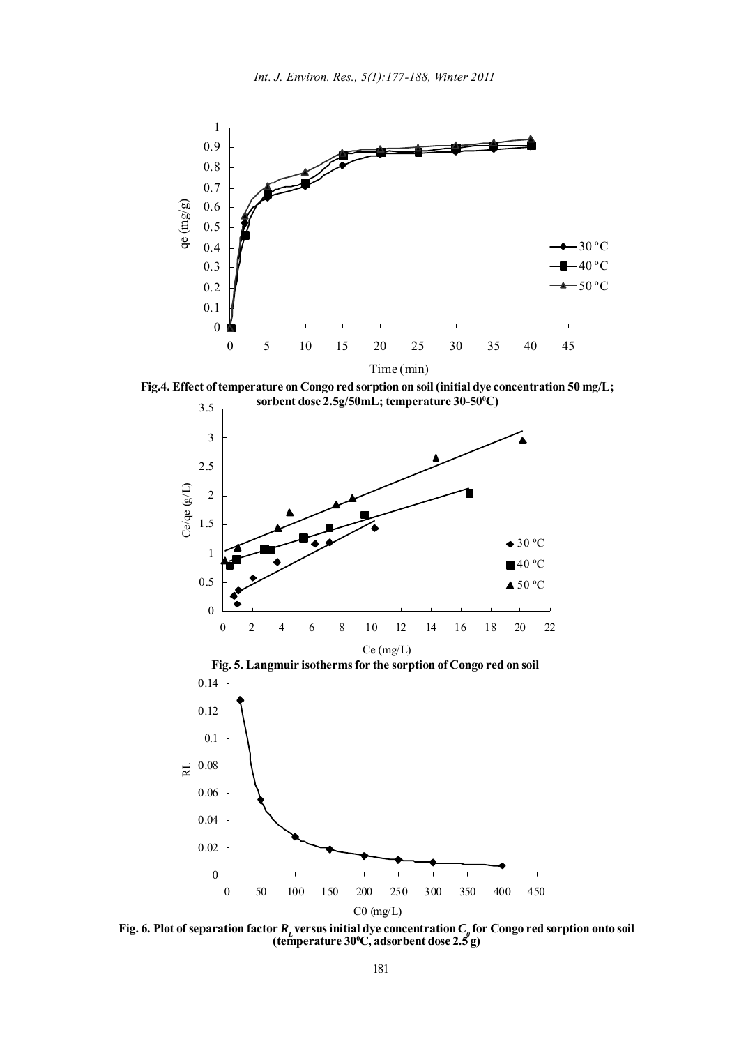Fig.4. Effect of temperature on Congo red sorption on soil (initial dye concentration 50 mg/L; sorbent dose 2.5g/50mL; temperature 30-50$^0$C)

Fig. 5. Langmuir isotherms for the sorption of Congo red on soil

Fig. 6. Plot of separation factor $R_L$ versus initial dye concentration $C_0$ for Congo red sorption onto soil (temperature 30$^0$C, adsorbent dose 2.5 g)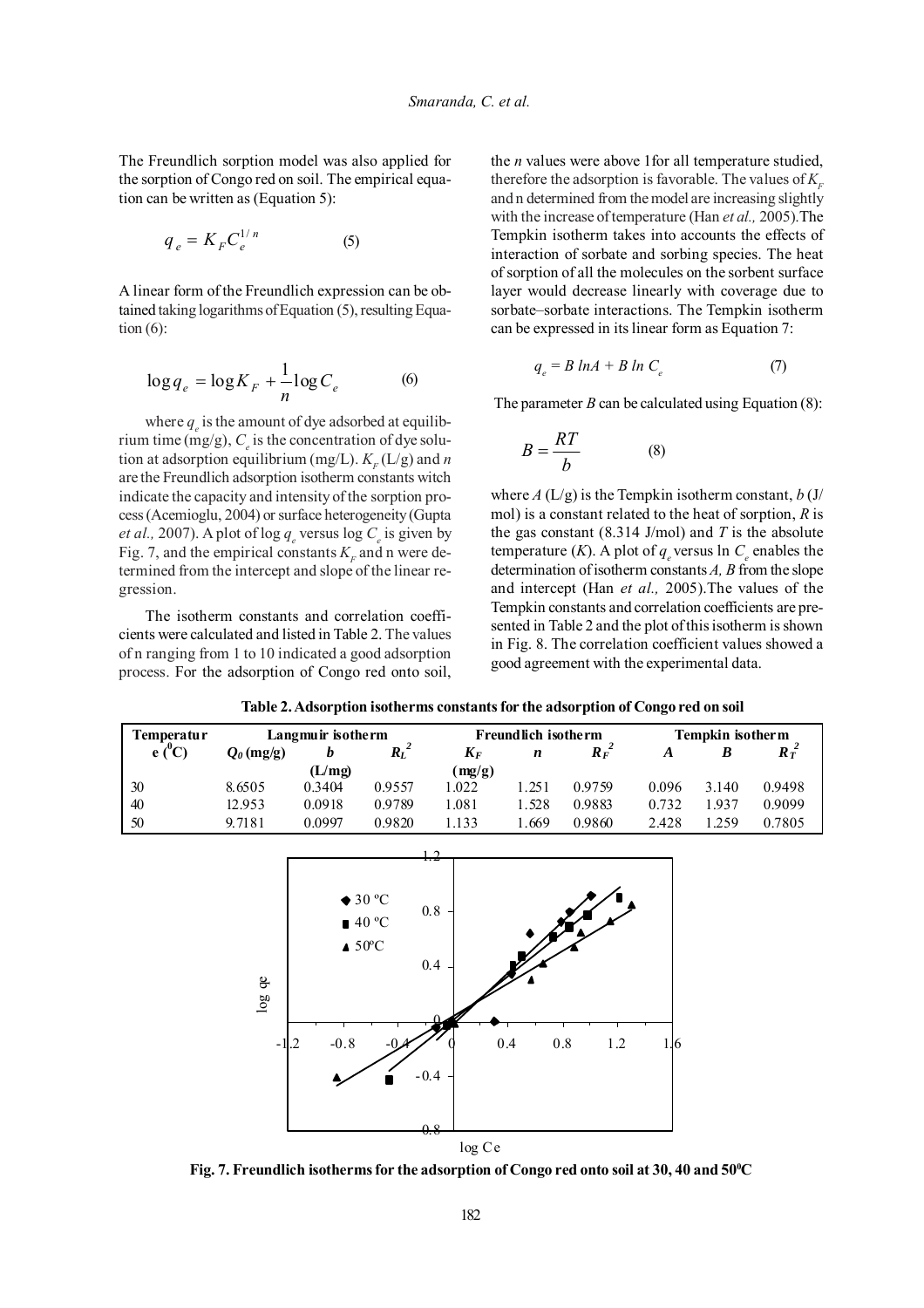The Freundlich sorption model was also applied for the sorption of Congo red on soil. The empirical equation can be written as (Equation 5):

$$q_e = K_F C_e^{1/n} \quad (5)$$

A linear form of the Freundlich expression can be obtained taking logarithms of Equation (5), resulting Equation (6):

$$\log q_e = \log K_F + \frac{1}{n} \log C_e \quad (6)$$

where $q_e$ is the amount of dye adsorbed at equilibrium time (mg/g), $C_e$ is the concentration of dye solution at adsorption equilibrium (mg/L). $K_F$ (L/g) and $n$ are the Freundlich adsorption isotherm constants witch indicate the capacity and intensity of the sorption process (Acemioglu, 2004) or surface heterogeneity (Gupta *et al.,* 2007). A plot of log $q_e$ versus log $C_e$ is given by Fig. 7, and the empirical constants $K_F$ and n were determined from the intercept and slope of the linear regression.

The isotherm constants and correlation coefficients were calculated and listed in Table 2. The values of n ranging from 1 to 10 indicated a good adsorption process. For the adsorption of Congo red onto soil, the $n$ values were above 1for all temperature studied, therefore the adsorption is favorable. The values of $K_F$ and n determined from the model are increasing slightly with the increase of temperature (Han *et al.,* 2005).The Tempkin isotherm takes into accounts the effects of interaction of sorbate and sorbing species. The heat of sorption of all the molecules on the sorbent surface layer would decrease linearly with coverage due to sorbate–sorbate interactions. The Tempkin isotherm can be expressed in its linear form as Equation 7:

$$q_e = B \ln A + B \ln C_e \quad (7)$$

The parameter $B$ can be calculated using Equation (8):

$$B = \frac{RT}{b} \quad (8)$$

where $A$ (L/g) is the Tempkin isotherm constant, $b$ (J/mol) is a constant related to the heat of sorption, $R$ is the gas constant (8.314 J/mol) and $T$ is the absolute temperature ($K$). A plot of $q_e$ versus ln $C_e$ enables the determination of isotherm constants $A$, $B$ from the slope and intercept (Han *et al.,* 2005).The values of the Tempkin constants and correlation coefficients are presented in Table 2 and the plot of this isotherm is shown in Fig. 8. The correlation coefficient values showed a good agreement with the experimental data.

**Table 2. Adsorption isotherms constants for the adsorption of Congo red on soil**

| Temperature ($^0$C) | Langmuir isotherm | | | Freundlich isotherm | | | Tempkin isotherm | | |
|---|---|---|---|---|---|---|---|---|---|
| | $Q_0$ (mg/g) | $b$ (L/mg) | $R_L^2$ | $K_F$ (mg/g) | $n$ | $R_F^2$ | $A$ | $B$ | $R_T^2$ |
| 30 | 8.6505 | 0.3404 | 0.9557 | 1.022 | 1.251 | 0.9759 | 0.096 | 3.140 | 0.9498 |
| 40 | 12.953 | 0.0918 | 0.9789 | 1.081 | 1.528 | 0.9883 | 0.732 | 1.937 | 0.9099 |
| 50 | 9.7181 | 0.0997 | 0.9820 | 1.133 | 1.669 | 0.9860 | 2.428 | 1.259 | 0.7805 |

**Fig. 7. Freundlich isotherms for the adsorption of Congo red onto soil at 30, 40 and 50$^0$C**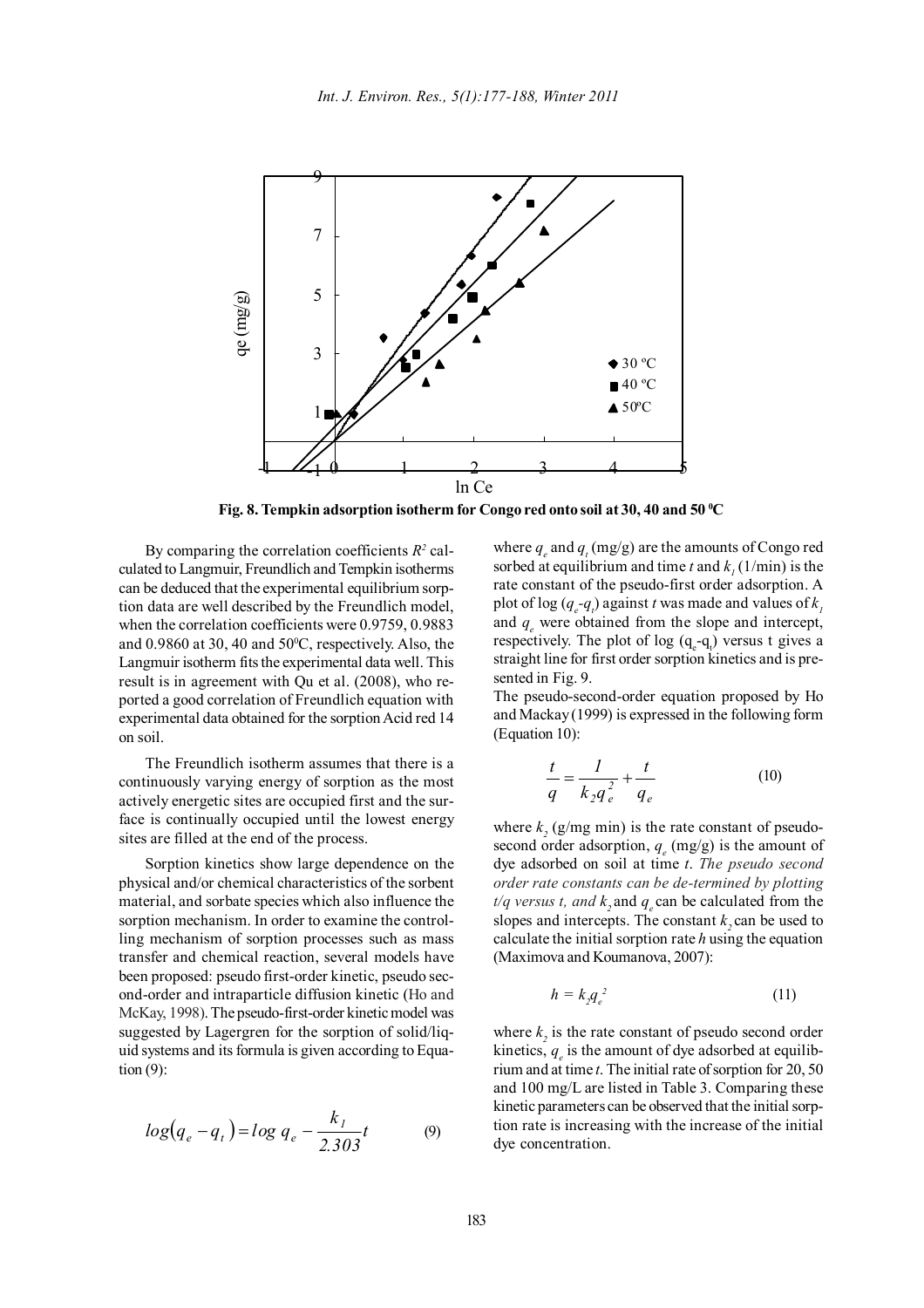**Fig. 8. Tempkin adsorption isotherm for Congo red onto soil at 30, 40 and 50 °C**

By comparing the correlation coefficients $R^2$ calculated to Langmuir, Freundlich and Tempkin isotherms can be deduced that the experimental equilibrium sorption data are well described by the Freundlich model, when the correlation coefficients were 0.9759, 0.9883 and 0.9860 at 30, 40 and 50°C, respectively. Also, the Langmuir isotherm fits the experimental data well. This result is in agreement with Qu et al. (2008), who reported a good correlation of Freundlich equation with experimental data obtained for the sorption Acid red 14 on soil.

The Freundlich isotherm assumes that there is a continuously varying energy of sorption as the most actively energetic sites are occupied first and the surface is continually occupied until the lowest energy sites are filled at the end of the process.

Sorption kinetics show large dependence on the physical and/or chemical characteristics of the sorbent material, and sorbate species which also influence the sorption mechanism. In order to examine the controlling mechanism of sorption processes such as mass transfer and chemical reaction, several models have been proposed: pseudo first-order kinetic, pseudo second-order and intraparticle diffusion kinetic (Ho and McKay, 1998). The pseudo-first-order kinetic model was suggested by Lagergren for the sorption of solid/liquid systems and its formula is given according to Equation (9):

$$log\left(q_e - q_t\right) = log\ q_e - \frac{k_1}{2.303}t \qquad (9)$$

where $q_e$ and $q_t$ (mg/g) are the amounts of Congo red sorbed at equilibrium and time $t$ and $k_1$ (1/min) is the rate constant of the pseudo-first order adsorption. A plot of log ($q_e$-$q_t$) against $t$ was made and values of $k_1$ and $q_e$ were obtained from the slope and intercept, respectively. The plot of log ($q_e$-$q_t$) versus t gives a straight line for first order sorption kinetics and is presented in Fig. 9.

The pseudo-second-order equation proposed by Ho and Mackay (1999) is expressed in the following form (Equation 10):

$$\frac{t}{q} = \frac{1}{k_2 q_e^2} + \frac{t}{q_e} \qquad (10)$$

where $k_2$ (g/mg min) is the rate constant of pseudo-second order adsorption, $q_e$ (mg/g) is the amount of dye adsorbed on soil at time $t$. *The pseudo second order rate constants can be de-termined by plotting t/q versus t, and* $k_2$ and $q_e$ can be calculated from the slopes and intercepts. The constant $k_2$ can be used to calculate the initial sorption rate $h$ using the equation (Maximova and Koumanova, 2007):

$$h = k_2 q_e^2 \qquad (11)$$

where $k_2$ is the rate constant of pseudo second order kinetics, $q_e$ is the amount of dye adsorbed at equilibrium and at time $t$. The initial rate of sorption for 20, 50 and 100 mg/L are listed in Table 3. Comparing these kinetic parameters can be observed that the initial sorption rate is increasing with the increase of the initial dye concentration.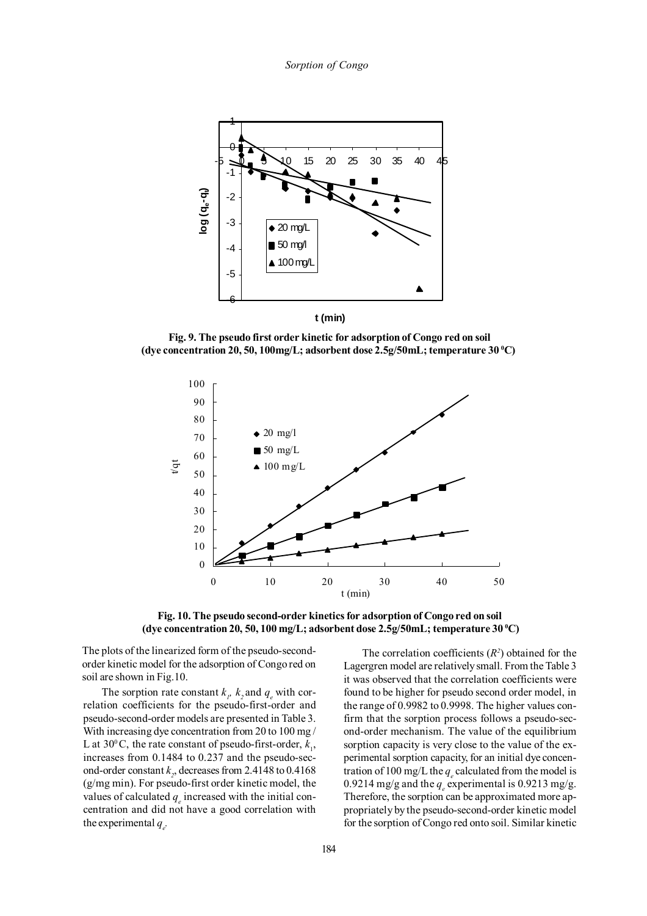**Fig. 9. The pseudo first order kinetic for adsorption of Congo red on soil (dye concentration 20, 50, 100mg/L; adsorbent dose 2.5g/50mL; temperature 30 $^0$C)**

**Fig. 10. The pseudo second-order kinetics for adsorption of Congo red on soil (dye concentration 20, 50, 100 mg/L; adsorbent dose 2.5g/50mL; temperature 30 $^0$C)**

The plots of the linearized form of the pseudo-second-order kinetic model for the adsorption of Congo red on soil are shown in Fig.10.

The sorption rate constant $k_1$, $k_2$ and $q_e$ with correlation coefficients for the pseudo-first-order and pseudo-second-order models are presented in Table 3. With increasing dye concentration from 20 to 100 mg / L at 30$^0$C, the rate constant of pseudo-first-order, $k_1$, increases from 0.1484 to 0.237 and the pseudo-second-order constant $k_2$, decreases from 2.4148 to 0.4168 (g/mg min). For pseudo-first order kinetic model, the values of calculated $q_e$ increased with the initial concentration and did not have a good correlation with the experimental $q_e$.

The correlation coefficients ($R^2$) obtained for the Lagergren model are relatively small. From the Table 3 it was observed that the correlation coefficients were found to be higher for pseudo second order model, in the range of 0.9982 to 0.9998. The higher values confirm that the sorption process follows a pseudo-second-order mechanism. The value of the equilibrium sorption capacity is very close to the value of the experimental sorption capacity, for an initial dye concentration of 100 mg/L the $q_e$ calculated from the model is 0.9214 mg/g and the $q_e$ experimental is 0.9213 mg/g. Therefore, the sorption can be approximated more appropriately by the pseudo-second-order kinetic model for the sorption of Congo red onto soil. Similar kinetic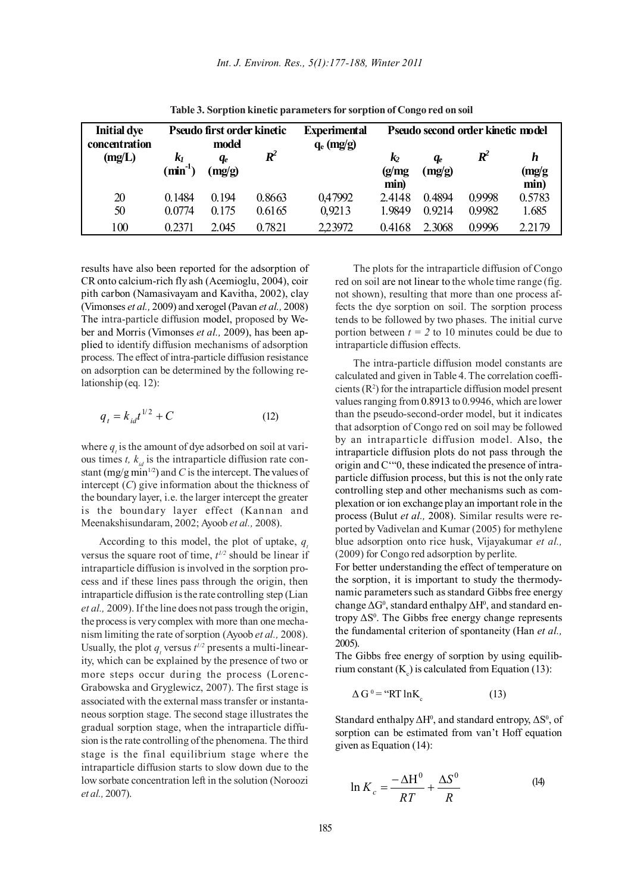**Table 3. Sorption kinetic parameters for sorption of Congo red on soil**

| Initial dye concentration (mg/L) | Pseudo first order kinetic model | | | Experimental $q_e$ (mg/g) | Pseudo second order kinetic model | | | |
|---|---|---|---|---|---|---|---|---|
| | $k_1$ ($min^{-1}$) | $q_e$ (mg/g) | $R^2$ | | $k_2$ (g/mg min) | $q_e$ (mg/g) | $R^2$ | $h$ (mg/g min) |
| 20 | 0.1484 | 0.194 | 0.8663 | 0,47992 | 2.4148 | 0.4894 | 0.9998 | 0.5783 |
| 50 | 0.0774 | 0.175 | 0.6165 | 0,9213 | 1.9849 | 0.9214 | 0.9982 | 1.685 |
| 100 | 0.2371 | 2.045 | 0.7821 | 2,23972 | 0.4168 | 2.3068 | 0.9996 | 2.2179 |

results have also been reported for the adsorption of CR onto calcium-rich fly ash (Acemioglu, 2004), coir pith carbon (Namasivayam and Kavitha, 2002), clay (Vimonses *et al.,* 2009) and xerogel (Pavan *et al.,* 2008) The intra-particle diffusion model, proposed by Weber and Morris (Vimonses *et al.,* 2009), has been applied to identify diffusion mechanisms of adsorption process. The effect of intra-particle diffusion resistance on adsorption can be determined by the following relationship (eq. 12):

$$q_t = k_{id}t^{1/2} + C \qquad (12)$$

where $q_t$ is the amount of dye adsorbed on soil at various times $t$, $k_{id}$ is the intraparticle diffusion rate constant (mg/g $min^{1/2}$) and $C$ is the intercept. The values of intercept ($C$) give information about the thickness of the boundary layer, i.e. the larger intercept the greater is the boundary layer effect (Kannan and Meenakshisundaram, 2002; Ayoob *et al.,* 2008).

According to this model, the plot of uptake, $q_t$ versus the square root of time, $t^{1/2}$ should be linear if intraparticle diffusion is involved in the sorption process and if these lines pass through the origin, then intraparticle diffusion is the rate controlling step (Lian *et al.,* 2009). If the line does not pass trough the origin, the process is very complex with more than one mechanism limiting the rate of sorption (Ayoob *et al.,* 2008). Usually, the plot $q_t$ versus $t^{1/2}$ presents a multi-linearity, which can be explained by the presence of two or more steps occur during the process (Lorenc-Grabowska and Gryglewicz, 2007). The first stage is associated with the external mass transfer or instantaneous sorption stage. The second stage illustrates the gradual sorption stage, when the intraparticle diffusion is the rate controlling of the phenomena. The third stage is the final equilibrium stage where the intraparticle diffusion starts to slow down due to the low sorbate concentration left in the solution (Noroozi *et al.,* 2007).

The plots for the intraparticle diffusion of Congo red on soil are not linear to the whole time range (fig. not shown), resulting that more than one process affects the dye sorption on soil. The sorption process tends to be followed by two phases. The initial curve portion between $t = 2$ to 10 minutes could be due to intraparticle diffusion effects.

The intra-particle diffusion model constants are calculated and given in Table 4. The correlation coefficients ($R^2$) for the intraparticle diffusion model present values ranging from 0.8913 to 0.9946, which are lower than the pseudo-second-order model, but it indicates that adsorption of Congo red on soil may be followed by an intraparticle diffusion model. Also, the intraparticle diffusion plots do not pass through the origin and C""0, these indicated the presence of intraparticle diffusion process, but this is not the only rate controlling step and other mechanisms such as complexation or ion exchange play an important role in the process (Bulut *et al.,* 2008). Similar results were reported by Vadivelan and Kumar (2005) for methylene blue adsorption onto rice husk, Vijayakumar *et al.,* (2009) for Congo red adsorption by perlite.

For better understanding the effect of temperature on the sorption, it is important to study the thermodynamic parameters such as standard Gibbs free energy change $\Delta G^0$, standard enthalpy $\Delta H^0$, and standard entropy $\Delta S^0$. The Gibbs free energy change represents the fundamental criterion of spontaneity (Han *et al.,* 2005).

The Gibbs free energy of sorption by using equilibrium constant ($K_c$) is calculated from Equation (13):

$$\Delta G^0 = -RT \ln K_c \qquad (13)$$

Standard enthalpy $\Delta H^0$, and standard entropy, $\Delta S^0$, of sorption can be estimated from van't Hoff equation given as Equation (14):

$$\ln K_c = \frac{-\Delta H^0}{RT} + \frac{\Delta S^0}{R} \qquad (14)$$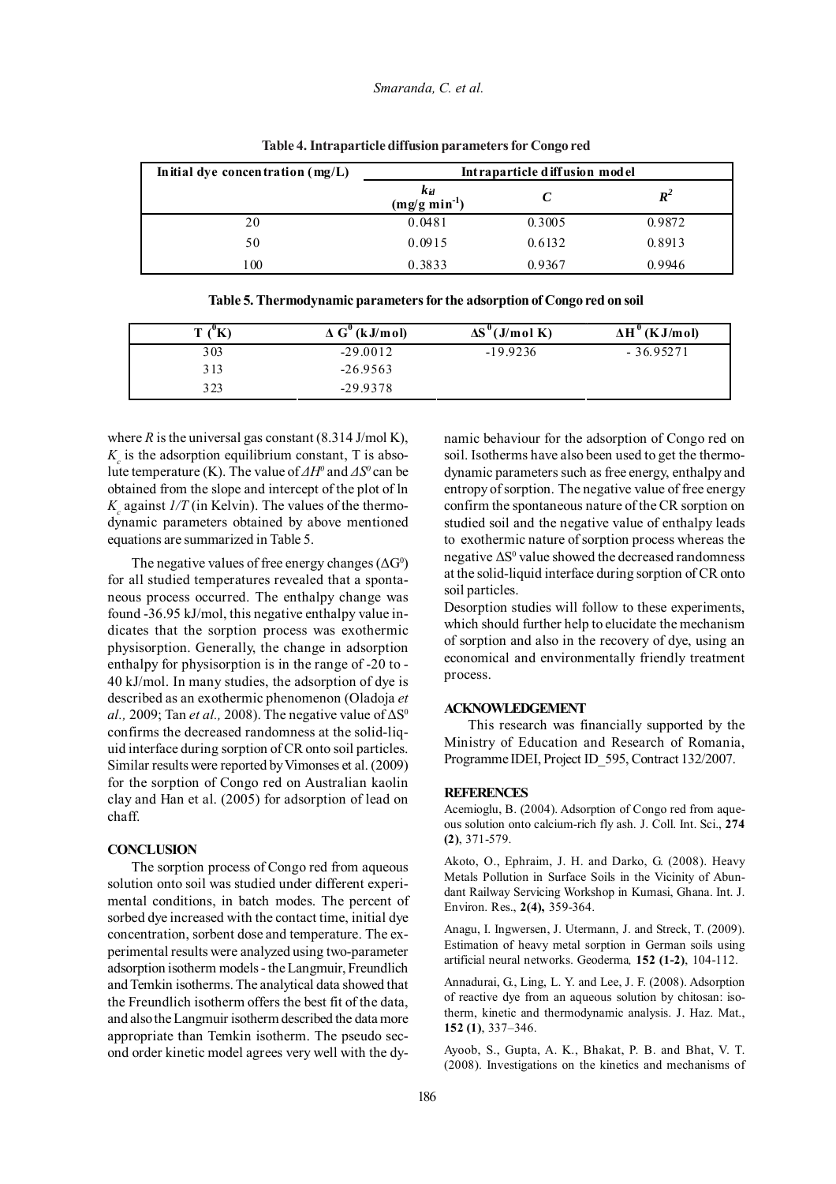**Table 4. Intraparticle diffusion parameters for Congo red**

| Initial dye concentration (mg/L) | Intraparticle diffusion model | | |
|---|---|---|---|
| | $k_{id}$ (mg/g min$^{-1}$) | $C$ | $R^2$ |
| 20 | 0.0481 | 0.3005 | 0.9872 |
| 50 | 0.0915 | 0.6132 | 0.8913 |
| 100 | 0.3833 | 0.9367 | 0.9946 |

**Table 5. Thermodynamic parameters for the adsorption of Congo red on soil**

| T ($^0$K) | $\Delta G^0$ (kJ/mol) | $\Delta S^0$ (J/mol K) | $\Delta H^0$ (KJ/mol) |
|---|---|---|---|
| 303 | -29.0012 | -19.9236 | - 36.95271 |
| 313 | -26.9563 | | |
| 323 | -29.9378 | | |

where $R$ is the universal gas constant (8.314 J/mol K), $K_c$ is the adsorption equilibrium constant, T is absolute temperature (K). The value of $\Delta H^0$ and $\Delta S^0$ can be obtained from the slope and intercept of the plot of ln $K_c$ against $1/T$ (in Kelvin). The values of the thermodynamic parameters obtained by above mentioned equations are summarized in Table 5.

The negative values of free energy changes ($\Delta G^0$) for all studied temperatures revealed that a spontaneous process occurred. The enthalpy change was found -36.95 kJ/mol, this negative enthalpy value indicates that the sorption process was exothermic physisorption. Generally, the change in adsorption enthalpy for physisorption is in the range of -20 to -40 kJ/mol. In many studies, the adsorption of dye is described as an exothermic phenomenon (Oladoja *et al.,* 2009; Tan *et al.,* 2008). The negative value of $\Delta S^0$ confirms the decreased randomness at the solid-liquid interface during sorption of CR onto soil particles. Similar results were reported by Vimonses et al. (2009) for the sorption of Congo red on Australian kaolin clay and Han et al. (2005) for adsorption of lead on chaff.

## CONCLUSION

The sorption process of Congo red from aqueous solution onto soil was studied under different experimental conditions, in batch modes. The percent of sorbed dye increased with the contact time, initial dye concentration, sorbent dose and temperature. The experimental results were analyzed using two-parameter adsorption isotherm models - the Langmuir, Freundlich and Temkin isotherms. The analytical data showed that the Freundlich isotherm offers the best fit of the data, and also the Langmuir isotherm described the data more appropriate than Temkin isotherm. The pseudo second order kinetic model agrees very well with the dynamic behaviour for the adsorption of Congo red on soil. Isotherms have also been used to get the thermodynamic parameters such as free energy, enthalpy and entropy of sorption. The negative value of free energy confirm the spontaneous nature of the CR sorption on studied soil and the negative value of enthalpy leads to exothermic nature of sorption process whereas the negative $\Delta S^0$ value showed the decreased randomness at the solid-liquid interface during sorption of CR onto soil particles.

Desorption studies will follow to these experiments, which should further help to elucidate the mechanism of sorption and also in the recovery of dye, using an economical and environmentally friendly treatment process.

## ACKNOWLEDGEMENT

This research was financially supported by the Ministry of Education and Research of Romania, Programme IDEI, Project ID_595, Contract 132/2007.

## REFERENCES

Acemioglu, B. (2004). Adsorption of Congo red from aqueous solution onto calcium-rich fly ash. J. Coll. Int. Sci., **274 (2)**, 371-579.

Akoto, O., Ephraim, J. H. and Darko, G. (2008). Heavy Metals Pollution in Surface Soils in the Vicinity of Abundant Railway Servicing Workshop in Kumasi, Ghana. Int. J. Environ. Res., **2(4),** 359-364.

Anagu, I. Ingwersen, J. Utermann, J. and Streck, T. (2009). Estimation of heavy metal sorption in German soils using artificial neural networks. Geoderma*,* **152 (1-2)**, 104-112.

Annadurai, G., Ling, L. Y. and Lee, J. F. (2008). Adsorption of reactive dye from an aqueous solution by chitosan: isotherm, kinetic and thermodynamic analysis. J. Haz. Mat., **152 (1)**, 337–346.

Ayoob, S., Gupta, A. K., Bhakat, P. B. and Bhat, V. T. (2008). Investigations on the kinetics and mechanisms of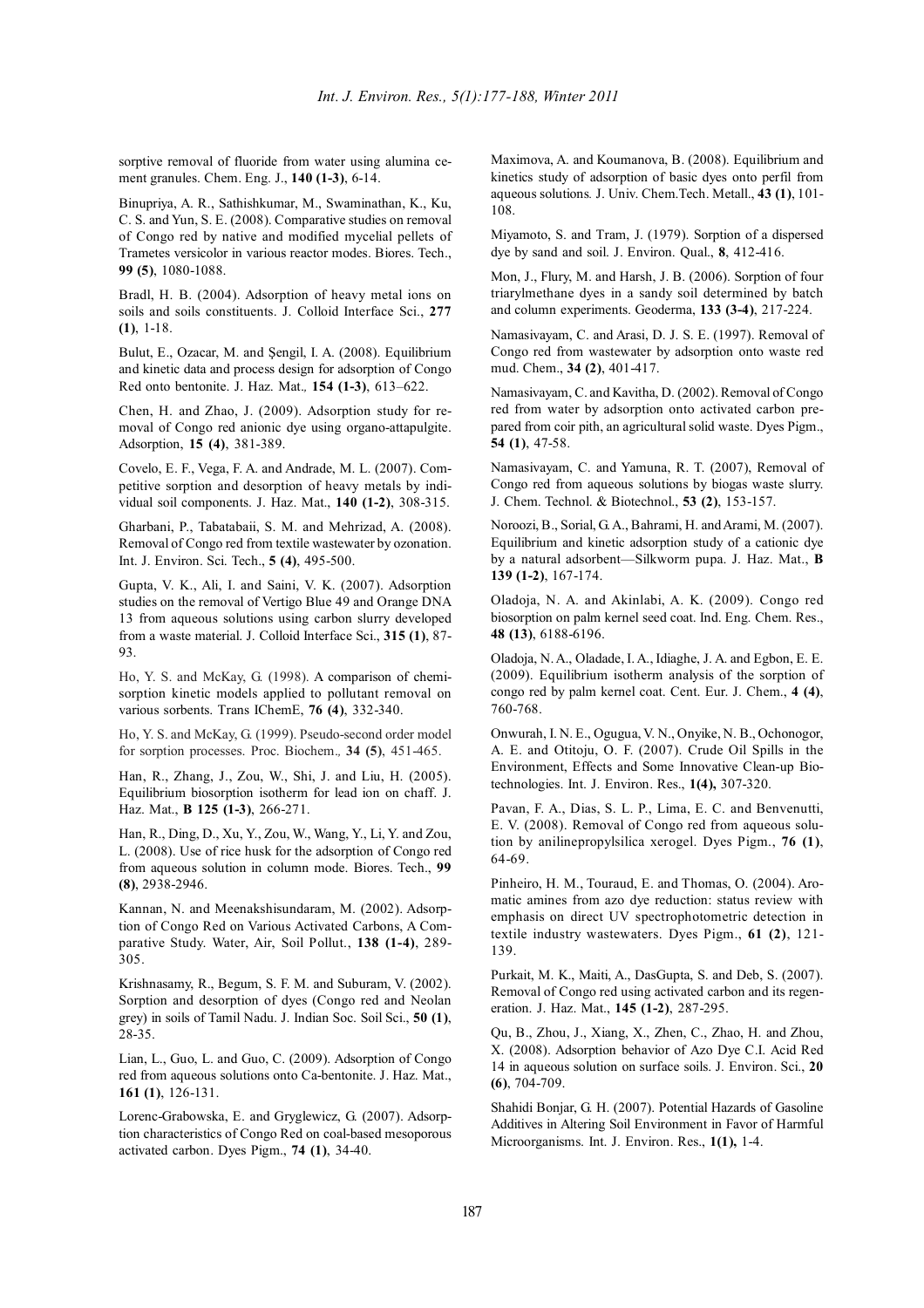sorptive removal of fluoride from water using alumina cement granules. Chem. Eng. J., **140 (1-3)**, 6-14.

Binupriya, A. R., Sathishkumar, M., Swaminathan, K., Ku, C. S. and Yun, S. E. (2008). Comparative studies on removal of Congo red by native and modified mycelial pellets of Trametes versicolor in various reactor modes. Biores. Tech., **99 (5)**, 1080-1088.

Bradl, H. B. (2004). Adsorption of heavy metal ions on soils and soils constituents. J. Colloid Interface Sci., **277 (1)**, 1-18.

Bulut, E., Ozacar, M. and Şengil, I. A. (2008). Equilibrium and kinetic data and process design for adsorption of Congo Red onto bentonite. J. Haz. Mat., **154 (1-3)**, 613–622.

Chen, H. and Zhao, J. (2009). Adsorption study for removal of Congo red anionic dye using organo-attapulgite. Adsorption, **15 (4)**, 381-389.

Covelo, E. F., Vega, F. A. and Andrade, M. L. (2007). Competitive sorption and desorption of heavy metals by individual soil components. J. Haz. Mat., **140 (1-2)**, 308-315.

Gharbani, P., Tabatabaii, S. M. and Mehrizad, A. (2008). Removal of Congo red from textile wastewater by ozonation. Int. J. Environ. Sci. Tech., **5 (4)**, 495-500.

Gupta, V. K., Ali, I. and Saini, V. K. (2007). Adsorption studies on the removal of Vertigo Blue 49 and Orange DNA 13 from aqueous solutions using carbon slurry developed from a waste material. J. Colloid Interface Sci., **315 (1)**, 87-93.

Ho, Y. S. and McKay, G. (1998). A comparison of chemisorption kinetic models applied to pollutant removal on various sorbents. Trans IChemE, **76 (4)**, 332-340.

Ho, Y. S. and McKay, G. (1999). Pseudo-second order model for sorption processes. Proc. Biochem., **34 (5)**, 451-465.

Han, R., Zhang, J., Zou, W., Shi, J. and Liu, H. (2005). Equilibrium biosorption isotherm for lead ion on chaff. J. Haz. Mat., **B 125 (1-3)**, 266-271.

Han, R., Ding, D., Xu, Y., Zou, W., Wang, Y., Li, Y. and Zou, L. (2008). Use of rice husk for the adsorption of Congo red from aqueous solution in column mode. Biores. Tech., **99 (8)**, 2938-2946.

Kannan, N. and Meenakshisundaram, M. (2002). Adsorption of Congo Red on Various Activated Carbons, A Comparative Study. Water, Air, Soil Pollut., **138 (1-4)**, 289-305.

Krishnasamy, R., Begum, S. F. M. and Suburam, V. (2002). Sorption and desorption of dyes (Congo red and Neolan grey) in soils of Tamil Nadu. J. Indian Soc. Soil Sci., **50 (1)**, 28-35.

Lian, L., Guo, L. and Guo, C. (2009). Adsorption of Congo red from aqueous solutions onto Ca-bentonite. J. Haz. Mat., **161 (1)**, 126-131.

Lorenc-Grabowska, E. and Gryglewicz, G. (2007). Adsorption characteristics of Congo Red on coal-based mesoporous activated carbon. Dyes Pigm., **74 (1)**, 34-40.

Maximova, A. and Koumanova, B. (2008). Equilibrium and kinetics study of adsorption of basic dyes onto perfil from aqueous solutions. J. Univ. Chem.Tech. Metall., **43 (1)**, 101-108.

Miyamoto, S. and Tram, J. (1979). Sorption of a dispersed dye by sand and soil. J. Environ. Qual., **8**, 412-416.

Mon, J., Flury, M. and Harsh, J. B. (2006). Sorption of four triarylmethane dyes in a sandy soil determined by batch and column experiments. Geoderma, **133 (3-4)**, 217-224.

Namasivayam, C. and Arasi, D. J. S. E. (1997). Removal of Congo red from wastewater by adsorption onto waste red mud. Chem., **34 (2)**, 401-417.

Namasivayam, C. and Kavitha, D. (2002). Removal of Congo red from water by adsorption onto activated carbon prepared from coir pith, an agricultural solid waste. Dyes Pigm., **54 (1)**, 47-58.

Namasivayam, C. and Yamuna, R. T. (2007), Removal of Congo red from aqueous solutions by biogas waste slurry. J. Chem. Technol. & Biotechnol., **53 (2)**, 153-157.

Noroozi, B., Sorial, G. A., Bahrami, H. and Arami, M. (2007). Equilibrium and kinetic adsorption study of a cationic dye by a natural adsorbent—Silkworm pupa. J. Haz. Mat., **B 139 (1-2)**, 167-174.

Oladoja, N. A. and Akinlabi, A. K. (2009). Congo red biosorption on palm kernel seed coat. Ind. Eng. Chem. Res., **48 (13)**, 6188-6196.

Oladoja, N. A., Oladade, I. A., Idiaghe, J. A. and Egbon, E. E. (2009). Equilibrium isotherm analysis of the sorption of congo red by palm kernel coat. Cent. Eur. J. Chem., **4 (4)**, 760-768.

Onwurah, I. N. E., Ogugua, V. N., Onyike, N. B., Ochonogor, A. E. and Otitoju, O. F. (2007). Crude Oil Spills in the Environment, Effects and Some Innovative Clean-up Biotechnologies. Int. J. Environ. Res., **1(4),** 307-320.

Pavan, F. A., Dias, S. L. P., Lima, E. C. and Benvenutti, E. V. (2008). Removal of Congo red from aqueous solution by anilinepropylsilica xerogel. Dyes Pigm., **76 (1)**, 64-69.

Pinheiro, H. M., Touraud, E. and Thomas, O. (2004). Aromatic amines from azo dye reduction: status review with emphasis on direct UV spectrophotometric detection in textile industry wastewaters. Dyes Pigm., **61 (2)**, 121-139.

Purkait, M. K., Maiti, A., DasGupta, S. and Deb, S. (2007). Removal of Congo red using activated carbon and its regeneration. J. Haz. Mat., **145 (1-2)**, 287-295.

Qu, B., Zhou, J., Xiang, X., Zhen, C., Zhao, H. and Zhou, X. (2008). Adsorption behavior of Azo Dye C.I. Acid Red 14 in aqueous solution on surface soils. J. Environ. Sci., **20 (6)**, 704-709.

Shahidi Bonjar, G. H. (2007). Potential Hazards of Gasoline Additives in Altering Soil Environment in Favor of Harmful Microorganisms. Int. J. Environ. Res., **1(1),** 1-4.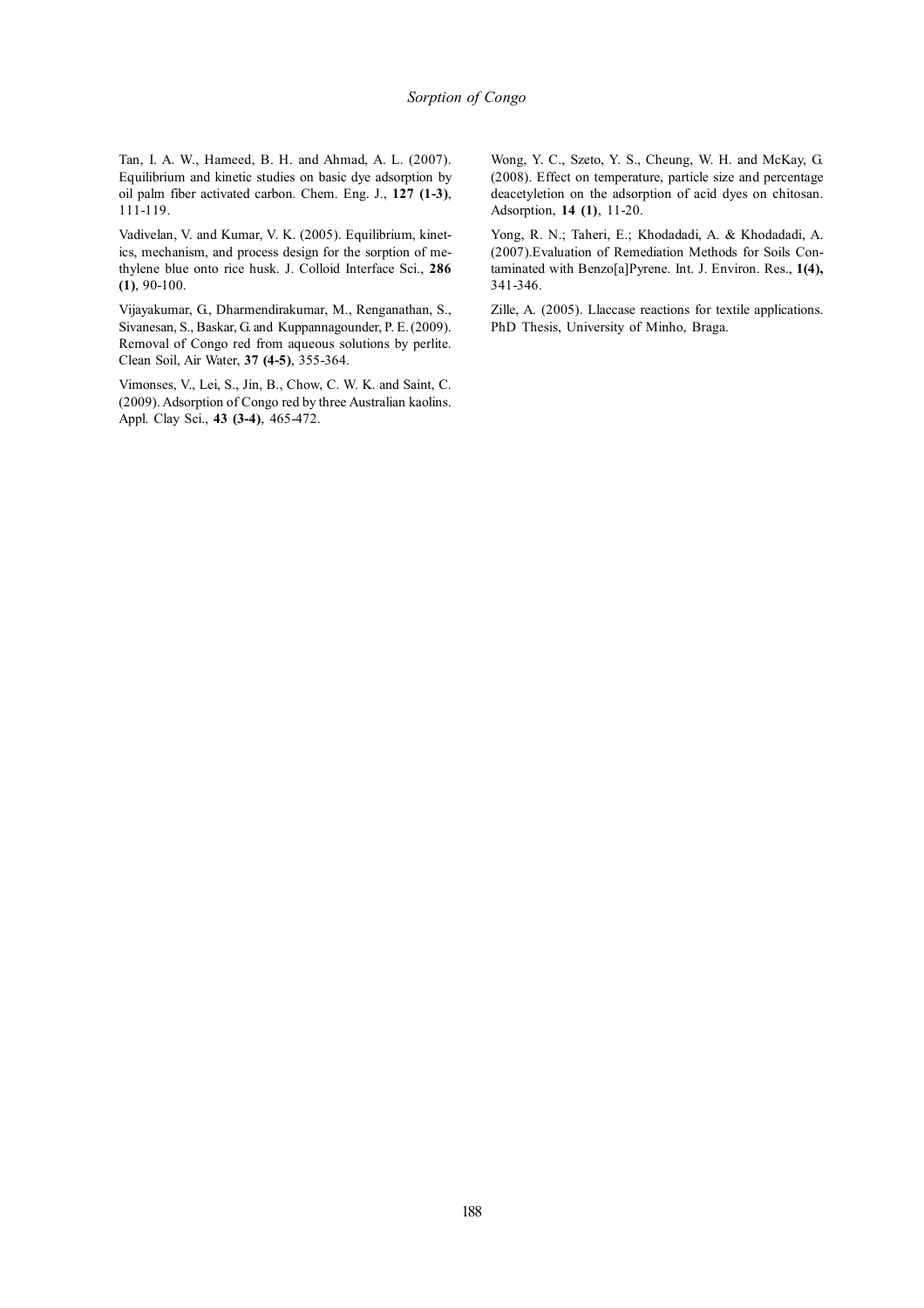Tan, I. A. W., Hameed, B. H. and Ahmad, A. L. (2007). Equilibrium and kinetic studies on basic dye adsorption by oil palm fiber activated carbon. Chem. Eng. J., **127 (1-3)**, 111-119.

Vadivelan, V. and Kumar, V. K. (2005). Equilibrium, kinetics, mechanism, and process design for the sorption of methylene blue onto rice husk. J. Colloid Interface Sci., **286 (1)**, 90-100.

Vijayakumar, G., Dharmendirakumar, M., Renganathan, S., Sivanesan, S., Baskar, G. and Kuppannagounder, P. E. (2009). Removal of Congo red from aqueous solutions by perlite. Clean Soil, Air Water, **37 (4-5)**, 355-364.

Vimonses, V., Lei, S., Jin, B., Chow, C. W. K. and Saint, C. (2009). Adsorption of Congo red by three Australian kaolins. Appl. Clay Sci., **43 (3-4)**, 465-472.

Wong, Y. C., Szeto, Y. S., Cheung, W. H. and McKay, G. (2008). Effect on temperature, particle size and percentage deacetyletion on the adsorption of acid dyes on chitosan. Adsorption, **14 (1)**, 11-20.

Yong, R. N.; Taheri, E.; Khodadadi, A. & Khodadadi, A. (2007).Evaluation of Remediation Methods for Soils Contaminated with Benzo[a]Pyrene. Int. J. Environ. Res., **1(4),** 341-346.

Zille, A. (2005). Llaccase reactions for textile applications. PhD Thesis, University of Minho, Braga.